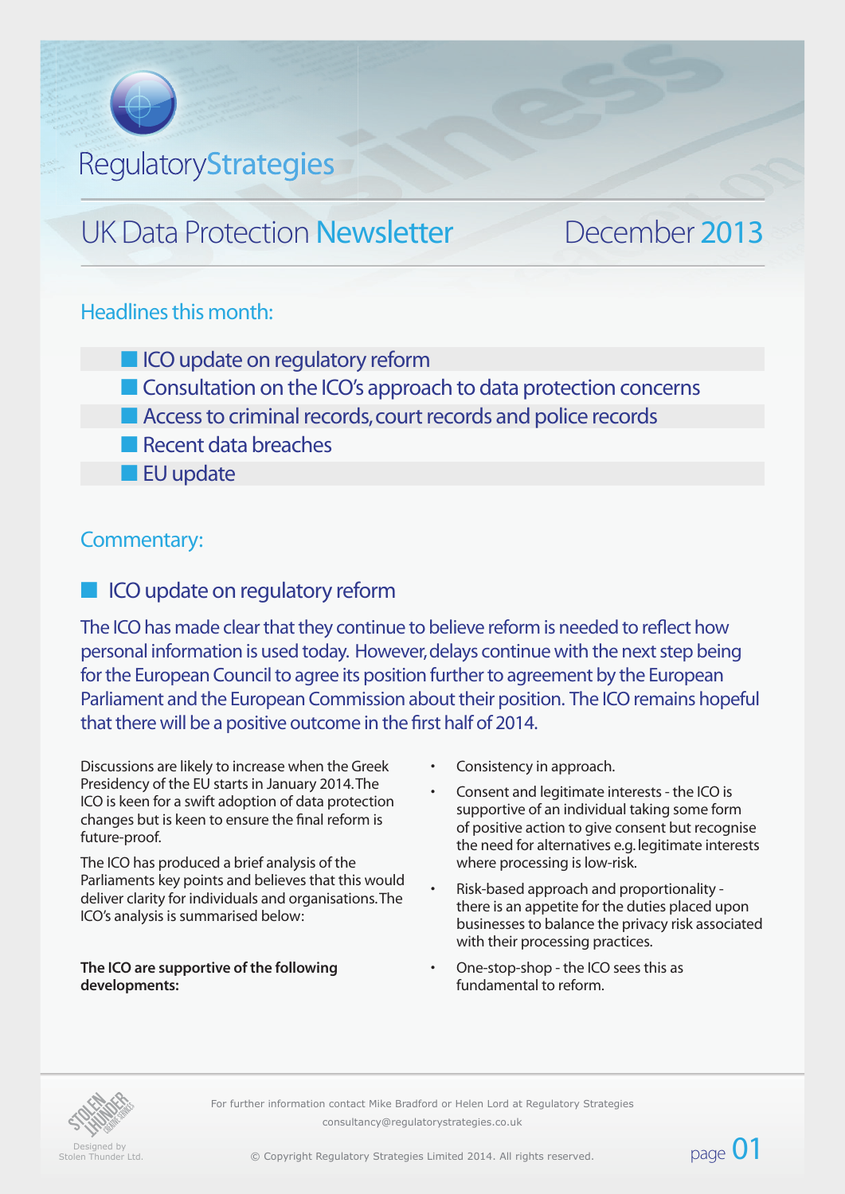RegulatoryStrategies

# UK Data Protection Newsletter — December 2013

## Headlines this month:

- ICO update on regulatory reform
- Consultation on the ICO's approach to data protection concerns
- Access to criminal records, court records and police records
- Recent data breaches
- EU update

## Commentary:

### ICO update on regulatory reform

The ICO has made clear that they continue to believe reform is needed to reflect how personal information is used today. However, delays continue with the next step being for the European Council to agree its position further to agreement by the European Parliament and the European Commission about their position. The ICO remains hopeful that there will be a positive outcome in the first half of 2014.

Discussions are likely to increase when the Greek Presidency of the EU starts in January 2014. The ICO is keen for a swift adoption of data protection changes but is keen to ensure the final reform is future-proof.

The ICO has produced a brief analysis of the Parliaments key points and believes that this would deliver clarity for individuals and organisations. The ICO's analysis is summarised below:

**The ICO are supportive of the following developments:**

- Consistency in approach.
- Consent and legitimate interests - the ICO is supportive of an individual taking some form of positive action to give consent but recognise the need for alternatives e.g. legitimate interests where processing is low-risk.
- Risk-based approach and proportionality - there is an appetite for the duties placed upon businesses to balance the privacy risk associated with their processing practices.
- One-stop-shop - the ICO sees this as fundamental to reform.

For further information contact Mike Bradford or Helen Lord at Regulatory Strategies
consultancy@regulatorystrategies.co.uk

© Copyright Regulatory Strategies Limited 2014. All rights reserved.

Designed by Stolen Thunder Ltd.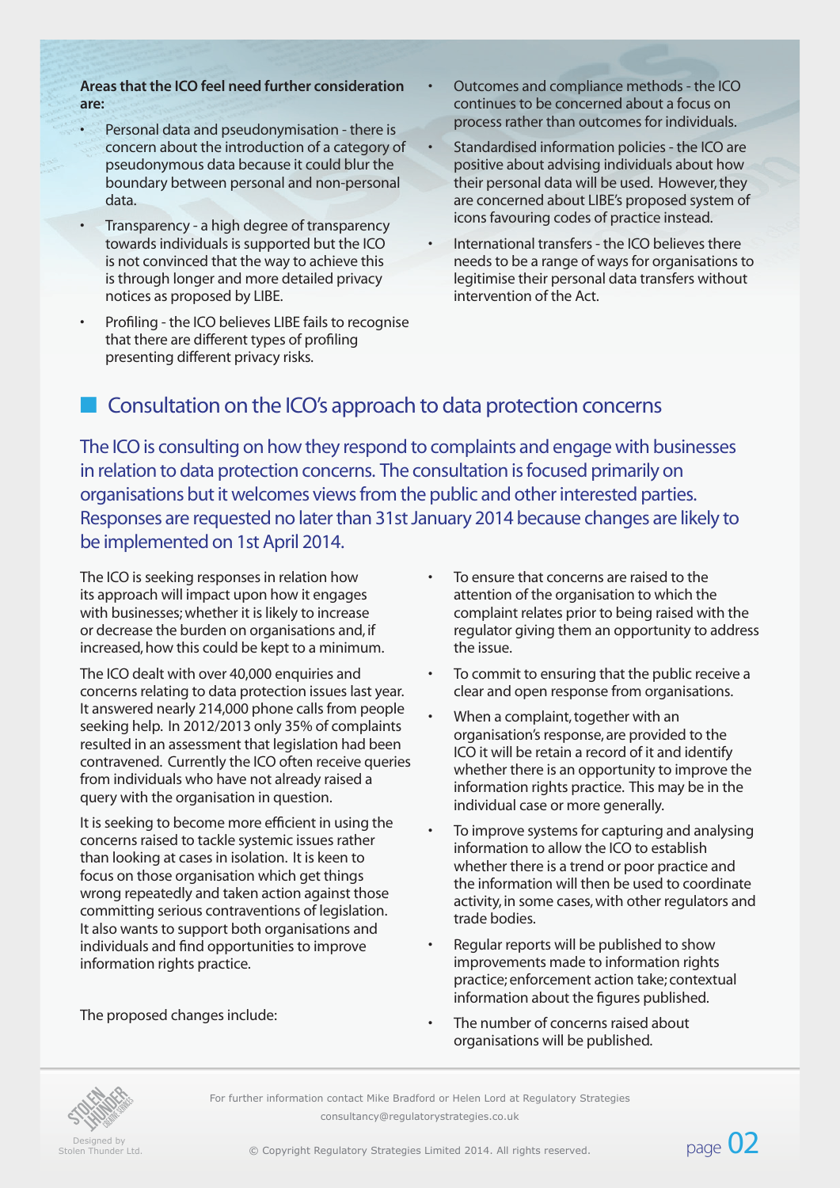**Areas that the ICO feel need further consideration are:**

- Personal data and pseudonymisation - there is concern about the introduction of a category of pseudonymous data because it could blur the boundary between personal and non-personal data.
- Transparency - a high degree of transparency towards individuals is supported but the ICO is not convinced that the way to achieve this is through longer and more detailed privacy notices as proposed by LIBE.
- Profiling - the ICO believes LIBE fails to recognise that there are different types of profiling presenting different privacy risks.
- Outcomes and compliance methods - the ICO continues to be concerned about a focus on process rather than outcomes for individuals.
- Standardised information policies - the ICO are positive about advising individuals about how their personal data will be used. However, they are concerned about LIBE's proposed system of icons favouring codes of practice instead.
- International transfers - the ICO believes there needs to be a range of ways for organisations to legitimise their personal data transfers without intervention of the Act.

## Consultation on the ICO's approach to data protection concerns

The ICO is consulting on how they respond to complaints and engage with businesses in relation to data protection concerns. The consultation is focused primarily on organisations but it welcomes views from the public and other interested parties. Responses are requested no later than 31st January 2014 because changes are likely to be implemented on 1st April 2014.

The ICO is seeking responses in relation how its approach will impact upon how it engages with businesses; whether it is likely to increase or decrease the burden on organisations and, if increased, how this could be kept to a minimum.

The ICO dealt with over 40,000 enquiries and concerns relating to data protection issues last year. It answered nearly 214,000 phone calls from people seeking help. In 2012/2013 only 35% of complaints resulted in an assessment that legislation had been contravened. Currently the ICO often receive queries from individuals who have not already raised a query with the organisation in question.

It is seeking to become more efficient in using the concerns raised to tackle systemic issues rather than looking at cases in isolation. It is keen to focus on those organisation which get things wrong repeatedly and taken action against those committing serious contraventions of legislation. It also wants to support both organisations and individuals and find opportunities to improve information rights practice.

The proposed changes include:

- To ensure that concerns are raised to the attention of the organisation to which the complaint relates prior to being raised with the regulator giving them an opportunity to address the issue.
- To commit to ensuring that the public receive a clear and open response from organisations.
- When a complaint, together with an organisation's response, are provided to the ICO it will be retain a record of it and identify whether there is an opportunity to improve the information rights practice. This may be in the individual case or more generally.
- To improve systems for capturing and analysing information to allow the ICO to establish whether there is a trend or poor practice and the information will then be used to coordinate activity, in some cases, with other regulators and trade bodies.
- Regular reports will be published to show improvements made to information rights practice; enforcement action take; contextual information about the figures published.
- The number of concerns raised about organisations will be published.

For further information contact Mike Bradford or Helen Lord at Regulatory Strategies
consultancy@regulatorystrategies.co.uk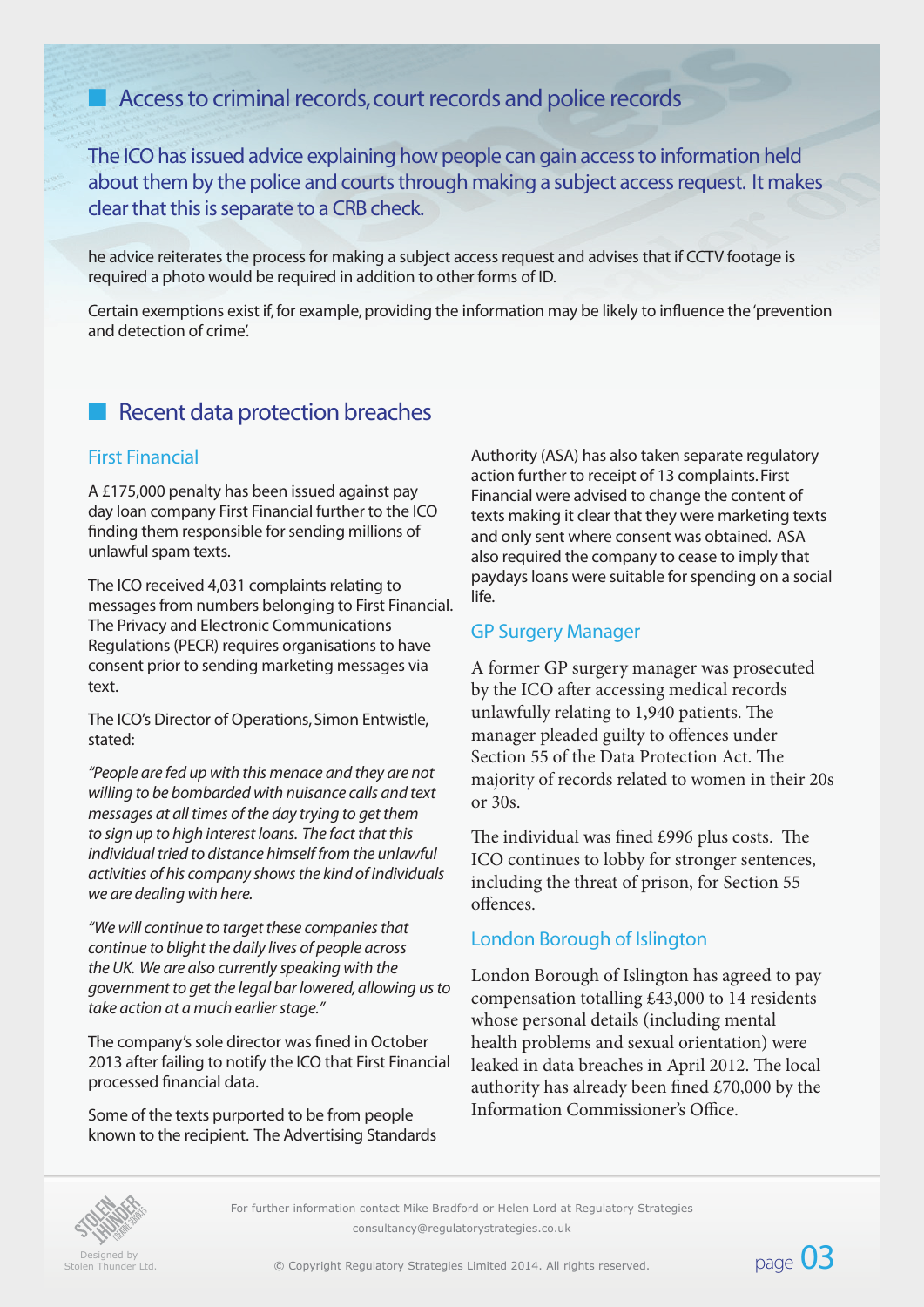## Access to criminal records, court records and police records

The ICO has issued advice explaining how people can gain access to information held about them by the police and courts through making a subject access request. It makes clear that this is separate to a CRB check.

he advice reiterates the process for making a subject access request and advises that if CCTV footage is required a photo would be required in addition to other forms of ID.

Certain exemptions exist if, for example, providing the information may be likely to influence the 'prevention and detection of crime'.

## Recent data protection breaches

### First Financial

A £175,000 penalty has been issued against pay day loan company First Financial further to the ICO finding them responsible for sending millions of unlawful spam texts.

The ICO received 4,031 complaints relating to messages from numbers belonging to First Financial. The Privacy and Electronic Communications Regulations (PECR) requires organisations to have consent prior to sending marketing messages via text.

The ICO's Director of Operations, Simon Entwistle, stated:

*"People are fed up with this menace and they are not willing to be bombarded with nuisance calls and text messages at all times of the day trying to get them to sign up to high interest loans. The fact that this individual tried to distance himself from the unlawful activities of his company shows the kind of individuals we are dealing with here.*

*"We will continue to target these companies that continue to blight the daily lives of people across the UK. We are also currently speaking with the government to get the legal bar lowered, allowing us to take action at a much earlier stage."*

The company's sole director was fined in October 2013 after failing to notify the ICO that First Financial processed financial data.

Some of the texts purported to be from people known to the recipient. The Advertising Standards Authority (ASA) has also taken separate regulatory action further to receipt of 13 complaints. First Financial were advised to change the content of texts making it clear that they were marketing texts and only sent where consent was obtained. ASA also required the company to cease to imply that paydays loans were suitable for spending on a social life.

### GP Surgery Manager

A former GP surgery manager was prosecuted by the ICO after accessing medical records unlawfully relating to 1,940 patients. The manager pleaded guilty to offences under Section 55 of the Data Protection Act. The majority of records related to women in their 20s or 30s.

The individual was fined £996 plus costs. The ICO continues to lobby for stronger sentences, including the threat of prison, for Section 55 offences.

### London Borough of Islington

London Borough of Islington has agreed to pay compensation totalling £43,000 to 14 residents whose personal details (including mental health problems and sexual orientation) were leaked in data breaches in April 2012. The local authority has already been fined £70,000 by the Information Commissioner's Office.

For further information contact Mike Bradford or Helen Lord at Regulatory Strategies
consultancy@regulatorystrategies.co.uk

© Copyright Regulatory Strategies Limited 2014. All rights reserved.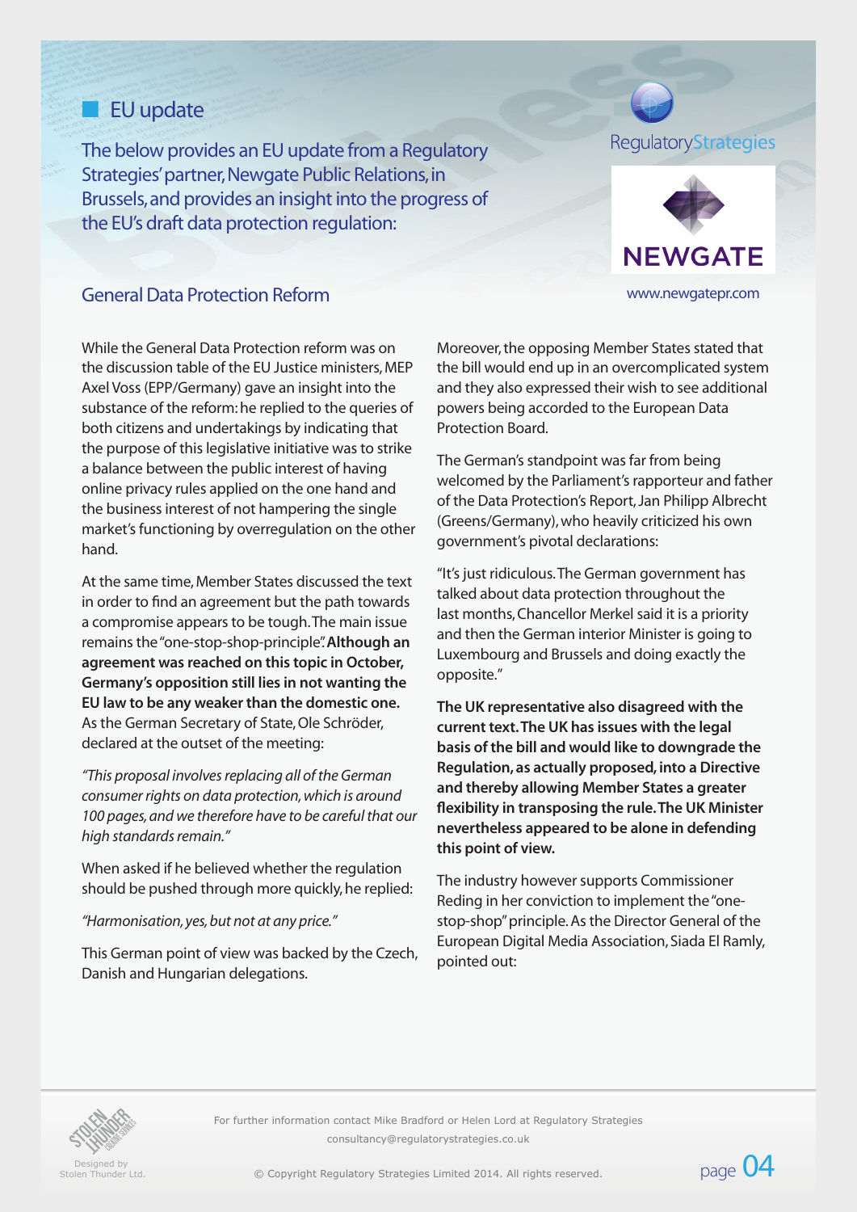## EU update

The below provides an EU update from a Regulatory Strategies' partner, Newgate Public Relations, in Brussels, and provides an insight into the progress of the EU's draft data protection regulation:

RegulatoryStrategies

NEWGATE

www.newgatepr.com

### General Data Protection Reform

While the General Data Protection reform was on the discussion table of the EU Justice ministers, MEP Axel Voss (EPP/Germany) gave an insight into the substance of the reform: he replied to the queries of both citizens and undertakings by indicating that the purpose of this legislative initiative was to strike a balance between the public interest of having online privacy rules applied on the one hand and the business interest of not hampering the single market's functioning by overregulation on the other hand.

At the same time, Member States discussed the text in order to find an agreement but the path towards a compromise appears to be tough. The main issue remains the "one-stop-shop-principle". **Although an agreement was reached on this topic in October, Germany's opposition still lies in not wanting the EU law to be any weaker than the domestic one.** As the German Secretary of State, Ole Schröder, declared at the outset of the meeting:

*"This proposal involves replacing all of the German consumer rights on data protection, which is around 100 pages, and we therefore have to be careful that our high standards remain."*

When asked if he believed whether the regulation should be pushed through more quickly, he replied:

*"Harmonisation, yes, but not at any price."*

This German point of view was backed by the Czech, Danish and Hungarian delegations.

Moreover, the opposing Member States stated that the bill would end up in an overcomplicated system and they also expressed their wish to see additional powers being accorded to the European Data Protection Board.

The German's standpoint was far from being welcomed by the Parliament's rapporteur and father of the Data Protection's Report, Jan Philipp Albrecht (Greens/Germany), who heavily criticized his own government's pivotal declarations:

"It's just ridiculous. The German government has talked about data protection throughout the last months, Chancellor Merkel said it is a priority and then the German interior Minister is going to Luxembourg and Brussels and doing exactly the opposite."

**The UK representative also disagreed with the current text. The UK has issues with the legal basis of the bill and would like to downgrade the Regulation, as actually proposed, into a Directive and thereby allowing Member States a greater flexibility in transposing the rule. The UK Minister nevertheless appeared to be alone in defending this point of view.**

The industry however supports Commissioner Reding in her conviction to implement the "one-stop-shop" principle. As the Director General of the European Digital Media Association, Siada El Ramly, pointed out:

For further information contact Mike Bradford or Helen Lord at Regulatory Strategies consultancy@regulatorystrategies.co.uk

Designed by Stolen Thunder Ltd.

© Copyright Regulatory Strategies Limited 2014. All rights reserved.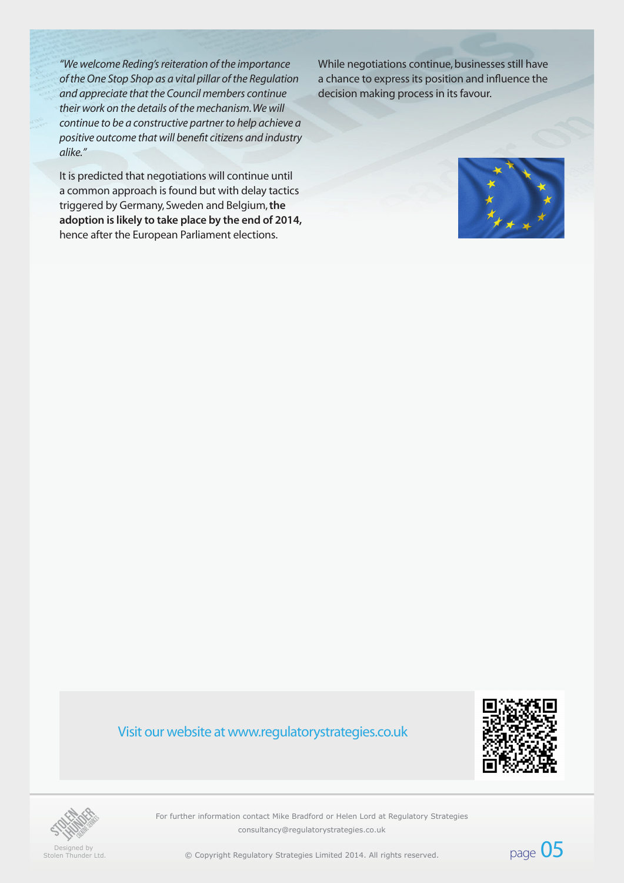*"We welcome Reding's reiteration of the importance of the One Stop Shop as a vital pillar of the Regulation and appreciate that the Council members continue their work on the details of the mechanism. We will continue to be a constructive partner to help achieve a positive outcome that will benefit citizens and industry alike."*

It is predicted that negotiations will continue until a common approach is found but with delay tactics triggered by Germany, Sweden and Belgium, **the adoption is likely to take place by the end of 2014,** hence after the European Parliament elections.

While negotiations continue, businesses still have a chance to express its position and influence the decision making process in its favour.

Visit our website at www.regulatorystrategies.co.uk

Designed by Stolen Thunder Ltd.

For further information contact Mike Bradford or Helen Lord at Regulatory Strategies
consultancy@regulatorystrategies.co.uk

© Copyright Regulatory Strategies Limited 2014. All rights reserved.